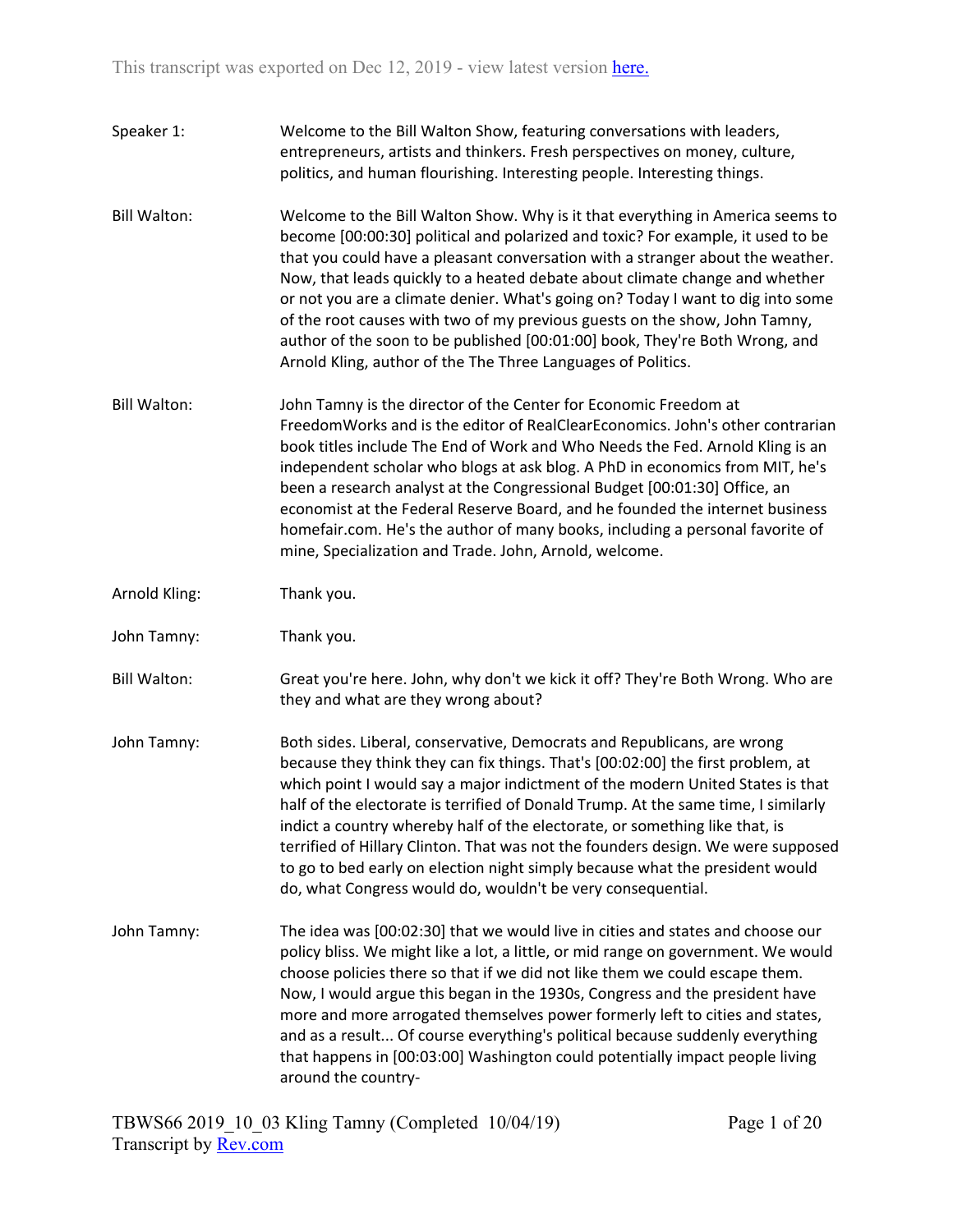This transcript was exported on Dec 12, 2019 - view latest version here.

**Speaker 1:** Welcome to the Bill Walton Show, featuring conversations with leaders, entrepreneurs, artists and thinkers. Fresh perspectives on money, culture, politics, and human flourishing. Interesting people. Interesting things.

**Bill Walton:** Welcome to the Bill Walton Show. Why is it that everything in America seems to become [00:00:30] political and polarized and toxic? For example, it used to be that you could have a pleasant conversation with a stranger about the weather. Now, that leads quickly to a heated debate about climate change and whether or not you are a climate denier. What's going on? Today I want to dig into some of the root causes with two of my previous guests on the show, John Tamny, author of the soon to be published [00:01:00] book, They're Both Wrong, and Arnold Kling, author of the The Three Languages of Politics.

**Bill Walton:** John Tamny is the director of the Center for Economic Freedom at FreedomWorks and is the editor of RealClearEconomics. John's other contrarian book titles include The End of Work and Who Needs the Fed. Arnold Kling is an independent scholar who blogs at ask blog. A PhD in economics from MIT, he's been a research analyst at the Congressional Budget [00:01:30] Office, an economist at the Federal Reserve Board, and he founded the internet business homefair.com. He's the author of many books, including a personal favorite of mine, Specialization and Trade. John, Arnold, welcome.

**Arnold Kling:** Thank you.

**John Tamny:** Thank you.

**Bill Walton:** Great you're here. John, why don't we kick it off? They're Both Wrong. Who are they and what are they wrong about?

**John Tamny:** Both sides. Liberal, conservative, Democrats and Republicans, are wrong because they think they can fix things. That's [00:02:00] the first problem, at which point I would say a major indictment of the modern United States is that half of the electorate is terrified of Donald Trump. At the same time, I similarly indict a country whereby half of the electorate, or something like that, is terrified of Hillary Clinton. That was not the founders design. We were supposed to go to bed early on election night simply because what the president would do, what Congress would do, wouldn't be very consequential.

**John Tamny:** The idea was [00:02:30] that we would live in cities and states and choose our policy bliss. We might like a lot, a little, or mid range on government. We would choose policies there so that if we did not like them we could escape them. Now, I would argue this began in the 1930s, Congress and the president have more and more arrogated themselves power formerly left to cities and states, and as a result... Of course everything's political because suddenly everything that happens in [00:03:00] Washington could potentially impact people living around the country-

TBWS66 2019_10_03 Kling Tamny (Completed 10/04/19)
Transcript by Rev.com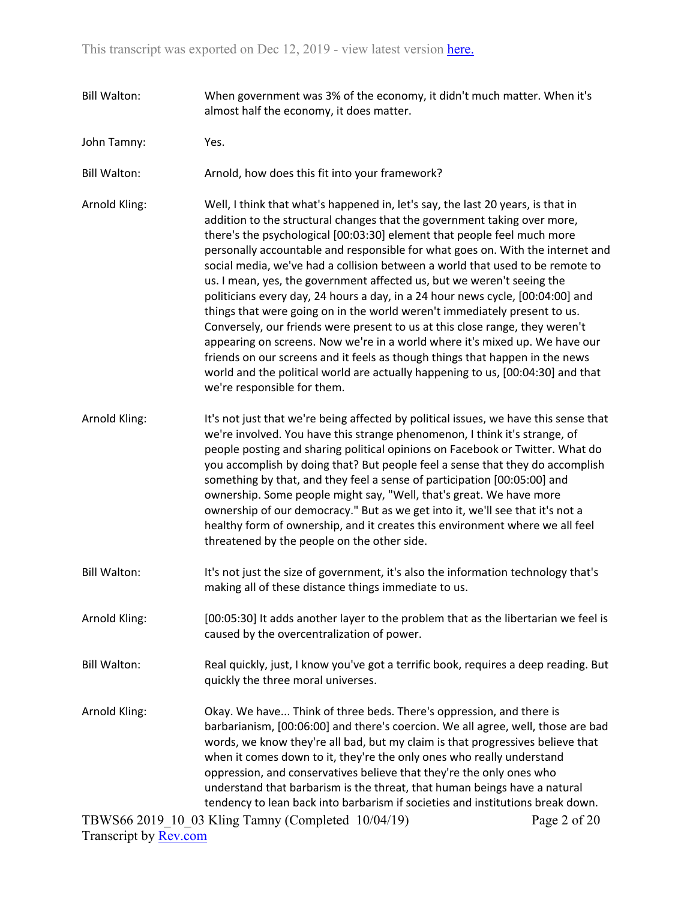Bill Walton: When government was 3% of the economy, it didn't much matter. When it's almost half the economy, it does matter.

John Tamny: Yes.

Bill Walton: Arnold, how does this fit into your framework?

Arnold Kling: Well, I think that what's happened in, let's say, the last 20 years, is that in addition to the structural changes that the government taking over more, there's the psychological [00:03:30] element that people feel much more personally accountable and responsible for what goes on. With the internet and social media, we've had a collision between a world that used to be remote to us. I mean, yes, the government affected us, but we weren't seeing the politicians every day, 24 hours a day, in a 24 hour news cycle, [00:04:00] and things that were going on in the world weren't immediately present to us. Conversely, our friends were present to us at this close range, they weren't appearing on screens. Now we're in a world where it's mixed up. We have our friends on our screens and it feels as though things that happen in the news world and the political world are actually happening to us, [00:04:30] and that we're responsible for them.

Arnold Kling: It's not just that we're being affected by political issues, we have this sense that we're involved. You have this strange phenomenon, I think it's strange, of people posting and sharing political opinions on Facebook or Twitter. What do you accomplish by doing that? But people feel a sense that they do accomplish something by that, and they feel a sense of participation [00:05:00] and ownership. Some people might say, "Well, that's great. We have more ownership of our democracy." But as we get into it, we'll see that it's not a healthy form of ownership, and it creates this environment where we all feel threatened by the people on the other side.

Bill Walton: It's not just the size of government, it's also the information technology that's making all of these distance things immediate to us.

Arnold Kling: [00:05:30] It adds another layer to the problem that as the libertarian we feel is caused by the overcentralization of power.

Bill Walton: Real quickly, just, I know you've got a terrific book, requires a deep reading. But quickly the three moral universes.

Arnold Kling: Okay. We have... Think of three beds. There's oppression, and there is barbarianism, [00:06:00] and there's coercion. We all agree, well, those are bad words, we know they're all bad, but my claim is that progressives believe that when it comes down to it, they're the only ones who really understand oppression, and conservatives believe that they're the only ones who understand that barbarism is the threat, that human beings have a natural tendency to lean back into barbarism if societies and institutions break down.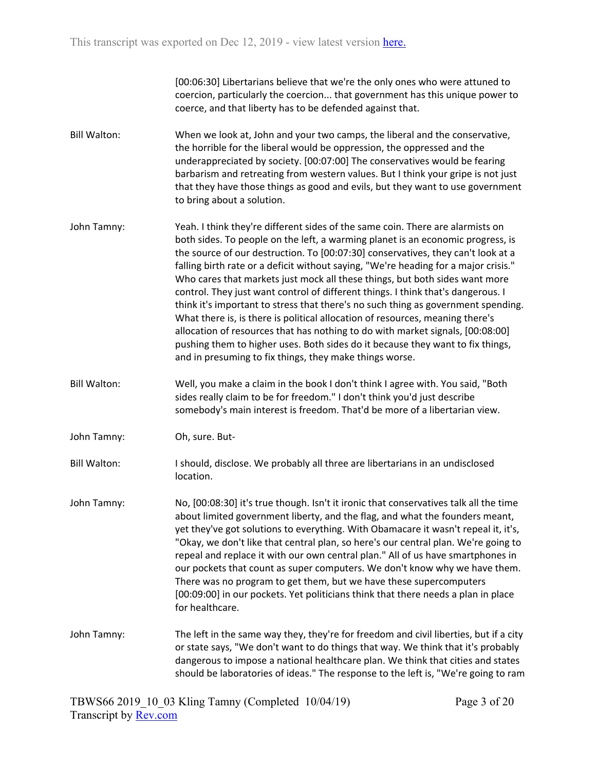[00:06:30] Libertarians believe that we're the only ones who were attuned to coercion, particularly the coercion... that government has this unique power to coerce, and that liberty has to be defended against that.

**Bill Walton:** When we look at, John and your two camps, the liberal and the conservative, the horrible for the liberal would be oppression, the oppressed and the underappreciated by society. [00:07:00] The conservatives would be fearing barbarism and retreating from western values. But I think your gripe is not just that they have those things as good and evils, but they want to use government to bring about a solution.

**John Tamny:** Yeah. I think they're different sides of the same coin. There are alarmists on both sides. To people on the left, a warming planet is an economic progress, is the source of our destruction. To [00:07:30] conservatives, they can't look at a falling birth rate or a deficit without saying, "We're heading for a major crisis." Who cares that markets just mock all these things, but both sides want more control. They just want control of different things. I think that's dangerous. I think it's important to stress that there's no such thing as government spending. What there is, is there is political allocation of resources, meaning there's allocation of resources that has nothing to do with market signals, [00:08:00] pushing them to higher uses. Both sides do it because they want to fix things, and in presuming to fix things, they make things worse.

**Bill Walton:** Well, you make a claim in the book I don't think I agree with. You said, "Both sides really claim to be for freedom." I don't think you'd just describe somebody's main interest is freedom. That'd be more of a libertarian view.

**John Tamny:** Oh, sure. But-

**Bill Walton:** I should, disclose. We probably all three are libertarians in an undisclosed location.

**John Tamny:** No, [00:08:30] it's true though. Isn't it ironic that conservatives talk all the time about limited government liberty, and the flag, and what the founders meant, yet they've got solutions to everything. With Obamacare it wasn't repeal it, it's, "Okay, we don't like that central plan, so here's our central plan. We're going to repeal and replace it with our own central plan." All of us have smartphones in our pockets that count as super computers. We don't know why we have them. There was no program to get them, but we have these supercomputers [00:09:00] in our pockets. Yet politicians think that there needs a plan in place for healthcare.

**John Tamny:** The left in the same way they, they're for freedom and civil liberties, but if a city or state says, "We don't want to do things that way. We think that it's probably dangerous to impose a national healthcare plan. We think that cities and states should be laboratories of ideas." The response to the left is, "We're going to ram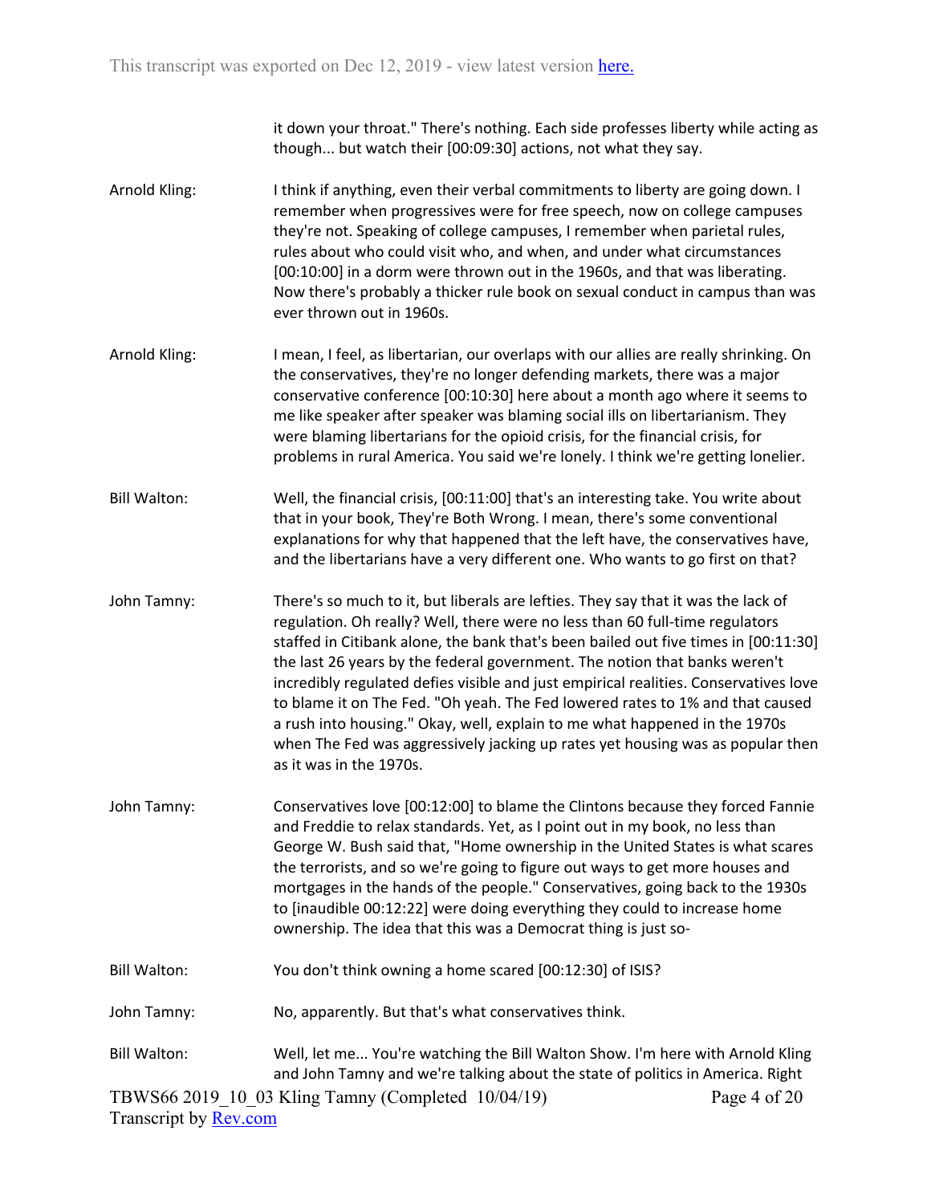it down your throat." There's nothing. Each side professes liberty while acting as though... but watch their [00:09:30] actions, not what they say.

Arnold Kling: I think if anything, even their verbal commitments to liberty are going down. I remember when progressives were for free speech, now on college campuses they're not. Speaking of college campuses, I remember when parietal rules, rules about who could visit who, and when, and under what circumstances [00:10:00] in a dorm were thrown out in the 1960s, and that was liberating. Now there's probably a thicker rule book on sexual conduct in campus than was ever thrown out in 1960s.

Arnold Kling: I mean, I feel, as libertarian, our overlaps with our allies are really shrinking. On the conservatives, they're no longer defending markets, there was a major conservative conference [00:10:30] here about a month ago where it seems to me like speaker after speaker was blaming social ills on libertarianism. They were blaming libertarians for the opioid crisis, for the financial crisis, for problems in rural America. You said we're lonely. I think we're getting lonelier.

Bill Walton: Well, the financial crisis, [00:11:00] that's an interesting take. You write about that in your book, They're Both Wrong. I mean, there's some conventional explanations for why that happened that the left have, the conservatives have, and the libertarians have a very different one. Who wants to go first on that?

John Tamny: There's so much to it, but liberals are lefties. They say that it was the lack of regulation. Oh really? Well, there were no less than 60 full-time regulators staffed in Citibank alone, the bank that's been bailed out five times in [00:11:30] the last 26 years by the federal government. The notion that banks weren't incredibly regulated defies visible and just empirical realities. Conservatives love to blame it on The Fed. "Oh yeah. The Fed lowered rates to 1% and that caused a rush into housing." Okay, well, explain to me what happened in the 1970s when The Fed was aggressively jacking up rates yet housing was as popular then as it was in the 1970s.

John Tamny: Conservatives love [00:12:00] to blame the Clintons because they forced Fannie and Freddie to relax standards. Yet, as I point out in my book, no less than George W. Bush said that, "Home ownership in the United States is what scares the terrorists, and so we're going to figure out ways to get more houses and mortgages in the hands of the people." Conservatives, going back to the 1930s to [inaudible 00:12:22] were doing everything they could to increase home ownership. The idea that this was a Democrat thing is just so-

Bill Walton: You don't think owning a home scared [00:12:30] of ISIS?

John Tamny: No, apparently. But that's what conservatives think.

Bill Walton: Well, let me... You're watching the Bill Walton Show. I'm here with Arnold Kling and John Tamny and we're talking about the state of politics in America. Right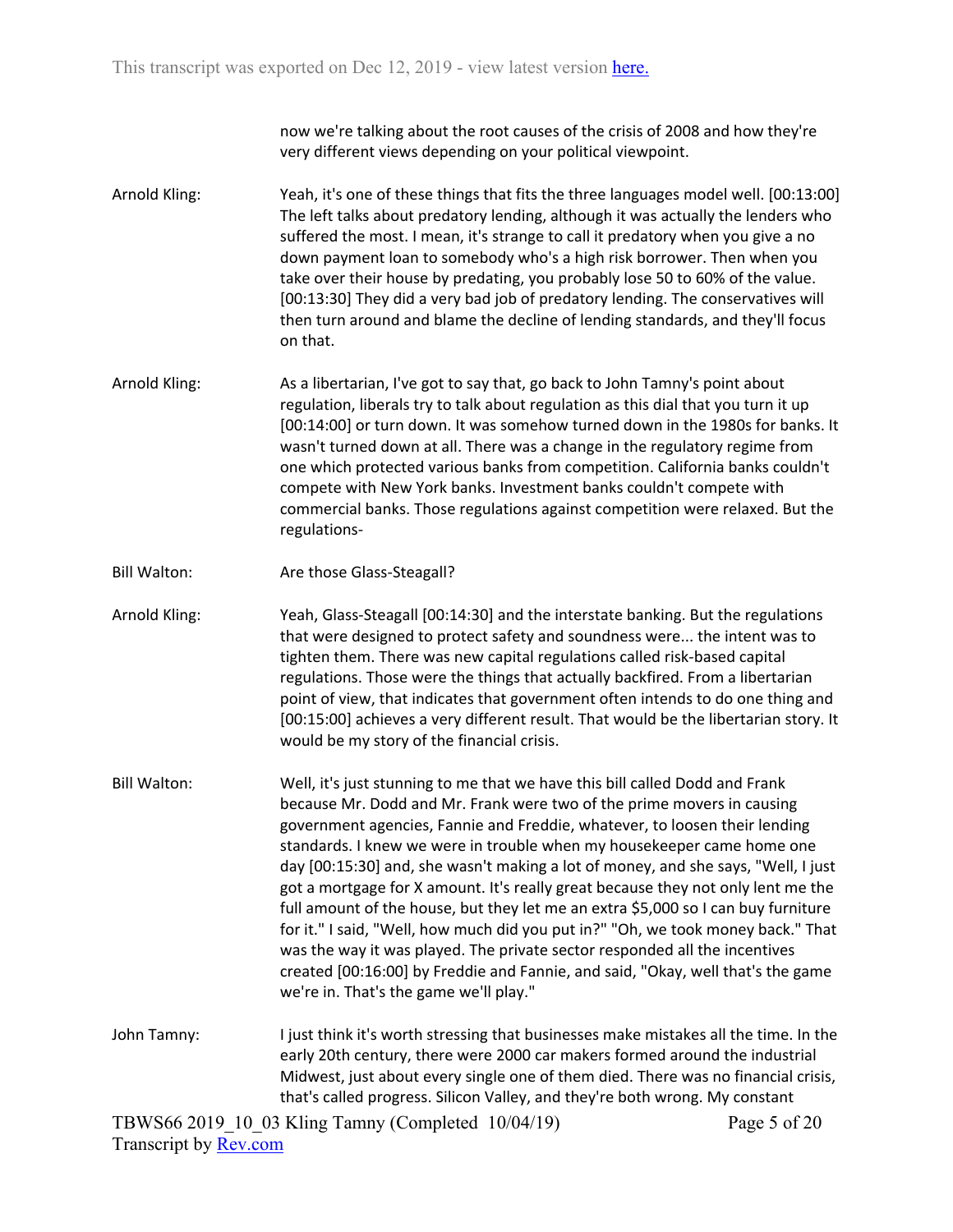now we're talking about the root causes of the crisis of 2008 and how they're very different views depending on your political viewpoint.

**Arnold Kling:** Yeah, it's one of these things that fits the three languages model well. [00:13:00] The left talks about predatory lending, although it was actually the lenders who suffered the most. I mean, it's strange to call it predatory when you give a no down payment loan to somebody who's a high risk borrower. Then when you take over their house by predating, you probably lose 50 to 60% of the value. [00:13:30] They did a very bad job of predatory lending. The conservatives will then turn around and blame the decline of lending standards, and they'll focus on that.

**Arnold Kling:** As a libertarian, I've got to say that, go back to John Tamny's point about regulation, liberals try to talk about regulation as this dial that you turn it up [00:14:00] or turn down. It was somehow turned down in the 1980s for banks. It wasn't turned down at all. There was a change in the regulatory regime from one which protected various banks from competition. California banks couldn't compete with New York banks. Investment banks couldn't compete with commercial banks. Those regulations against competition were relaxed. But the regulations-

**Bill Walton:** Are those Glass-Steagall?

**Arnold Kling:** Yeah, Glass-Steagall [00:14:30] and the interstate banking. But the regulations that were designed to protect safety and soundness were... the intent was to tighten them. There was new capital regulations called risk-based capital regulations. Those were the things that actually backfired. From a libertarian point of view, that indicates that government often intends to do one thing and [00:15:00] achieves a very different result. That would be the libertarian story. It would be my story of the financial crisis.

**Bill Walton:** Well, it's just stunning to me that we have this bill called Dodd and Frank because Mr. Dodd and Mr. Frank were two of the prime movers in causing government agencies, Fannie and Freddie, whatever, to loosen their lending standards. I knew we were in trouble when my housekeeper came home one day [00:15:30] and, she wasn't making a lot of money, and she says, "Well, I just got a mortgage for X amount. It's really great because they not only lent me the full amount of the house, but they let me an extra $5,000 so I can buy furniture for it." I said, "Well, how much did you put in?" "Oh, we took money back." That was the way it was played. The private sector responded all the incentives created [00:16:00] by Freddie and Fannie, and said, "Okay, well that's the game we're in. That's the game we'll play."

**John Tamny:** I just think it's worth stressing that businesses make mistakes all the time. In the early 20th century, there were 2000 car makers formed around the industrial Midwest, just about every single one of them died. There was no financial crisis, that's called progress. Silicon Valley, and they're both wrong. My constant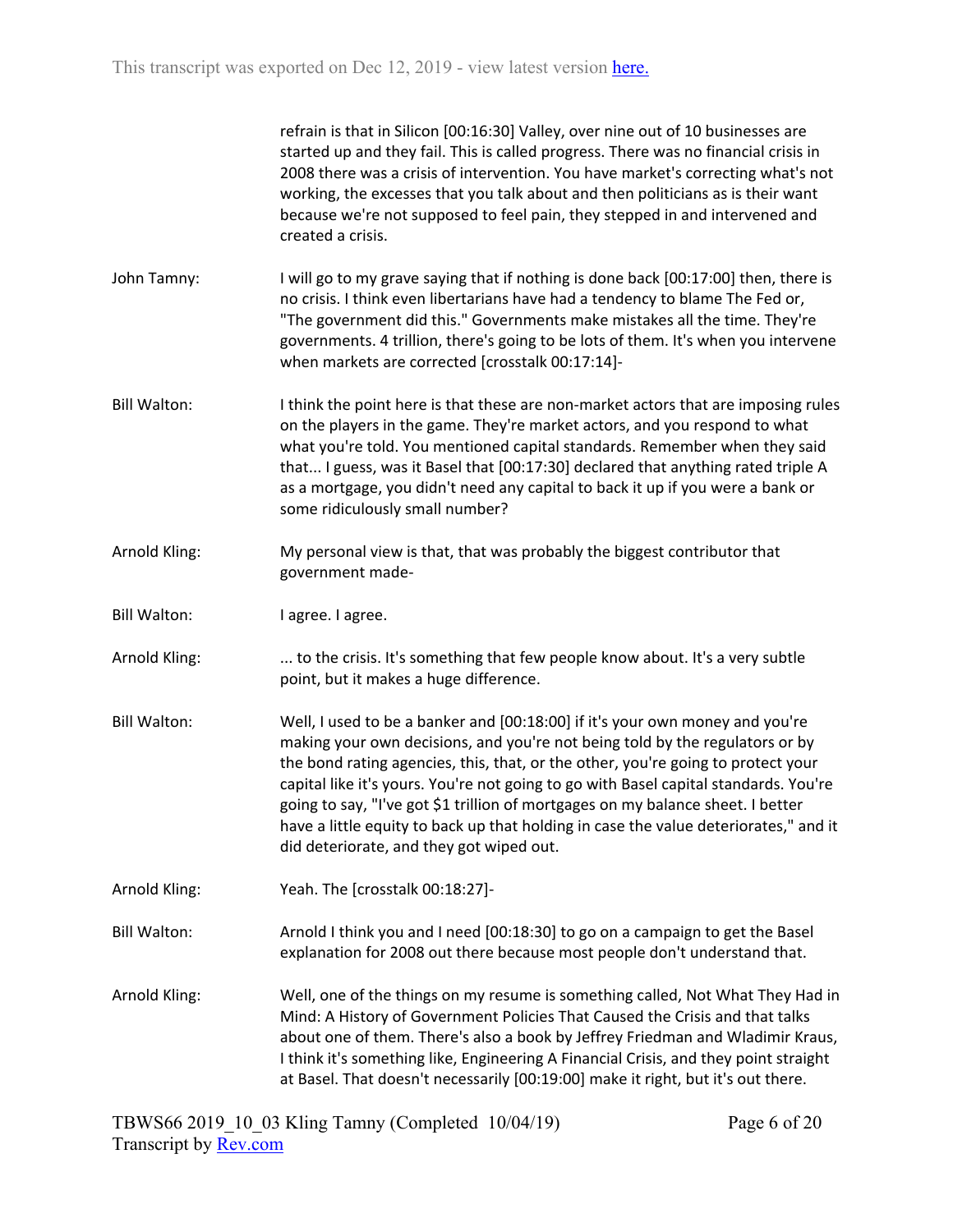refrain is that in Silicon [00:16:30] Valley, over nine out of 10 businesses are started up and they fail. This is called progress. There was no financial crisis in 2008 there was a crisis of intervention. You have market's correcting what's not working, the excesses that you talk about and then politicians as is their want because we're not supposed to feel pain, they stepped in and intervened and created a crisis.

John Tamny: I will go to my grave saying that if nothing is done back [00:17:00] then, there is no crisis. I think even libertarians have had a tendency to blame The Fed or, "The government did this." Governments make mistakes all the time. They're governments. 4 trillion, there's going to be lots of them. It's when you intervene when markets are corrected [crosstalk 00:17:14]-

Bill Walton: I think the point here is that these are non-market actors that are imposing rules on the players in the game. They're market actors, and you respond to what what you're told. You mentioned capital standards. Remember when they said that... I guess, was it Basel that [00:17:30] declared that anything rated triple A as a mortgage, you didn't need any capital to back it up if you were a bank or some ridiculously small number?

Arnold Kling: My personal view is that, that was probably the biggest contributor that government made-

Bill Walton: I agree. I agree.

Arnold Kling: ... to the crisis. It's something that few people know about. It's a very subtle point, but it makes a huge difference.

Bill Walton: Well, I used to be a banker and [00:18:00] if it's your own money and you're making your own decisions, and you're not being told by the regulators or by the bond rating agencies, this, that, or the other, you're going to protect your capital like it's yours. You're not going to go with Basel capital standards. You're going to say, "I've got $1 trillion of mortgages on my balance sheet. I better have a little equity to back up that holding in case the value deteriorates," and it did deteriorate, and they got wiped out.

Arnold Kling: Yeah. The [crosstalk 00:18:27]-

Bill Walton: Arnold I think you and I need [00:18:30] to go on a campaign to get the Basel explanation for 2008 out there because most people don't understand that.

Arnold Kling: Well, one of the things on my resume is something called, Not What They Had in Mind: A History of Government Policies That Caused the Crisis and that talks about one of them. There's also a book by Jeffrey Friedman and Wladimir Kraus, I think it's something like, Engineering A Financial Crisis, and they point straight at Basel. That doesn't necessarily [00:19:00] make it right, but it's out there.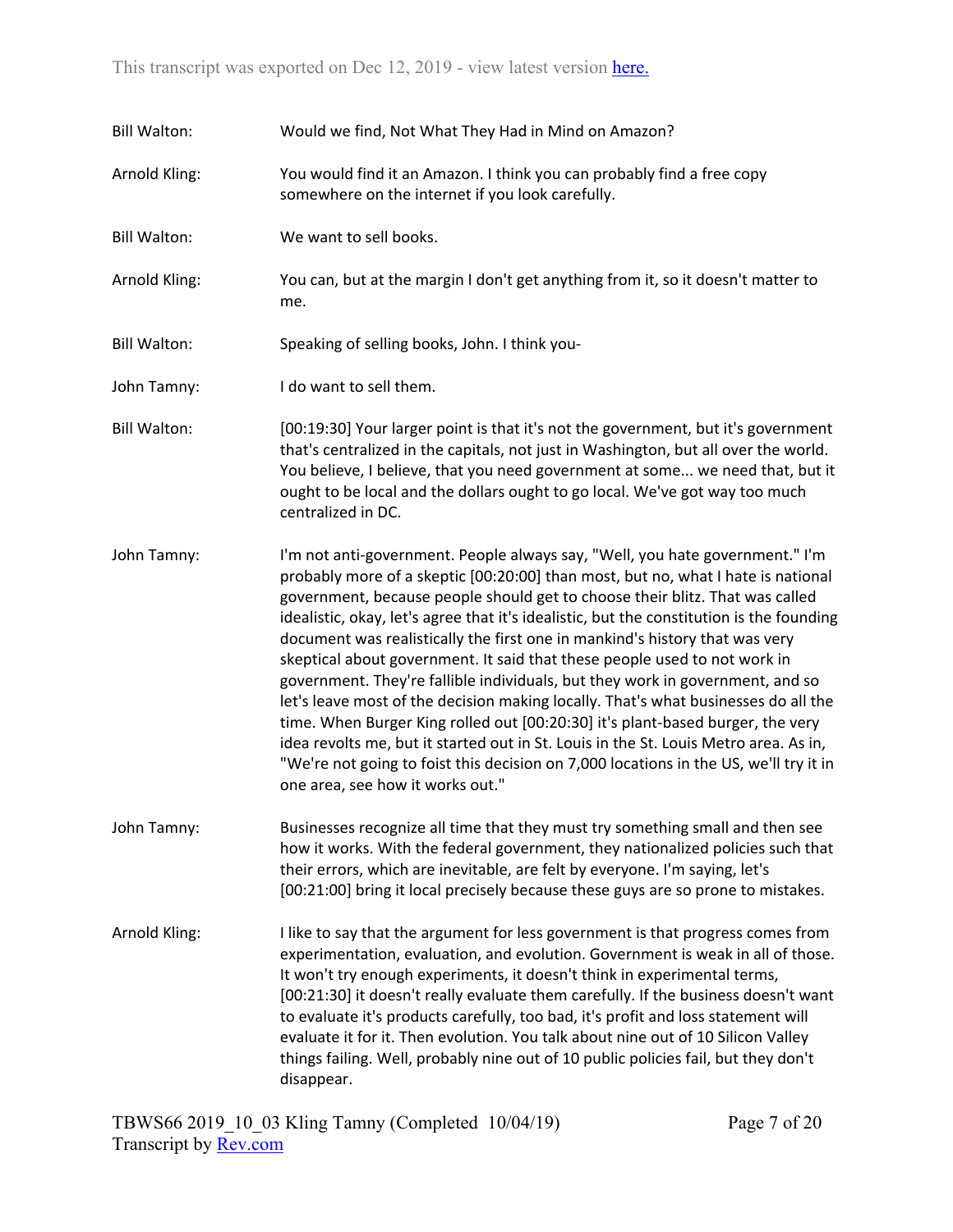Bill Walton: Would we find, Not What They Had in Mind on Amazon?

Arnold Kling: You would find it an Amazon. I think you can probably find a free copy somewhere on the internet if you look carefully.

Bill Walton: We want to sell books.

Arnold Kling: You can, but at the margin I don't get anything from it, so it doesn't matter to me.

Bill Walton: Speaking of selling books, John. I think you-

John Tamny: I do want to sell them.

Bill Walton: [00:19:30] Your larger point is that it's not the government, but it's government that's centralized in the capitals, not just in Washington, but all over the world. You believe, I believe, that you need government at some... we need that, but it ought to be local and the dollars ought to go local. We've got way too much centralized in DC.

John Tamny: I'm not anti-government. People always say, "Well, you hate government." I'm probably more of a skeptic [00:20:00] than most, but no, what I hate is national government, because people should get to choose their blitz. That was called idealistic, okay, let's agree that it's idealistic, but the constitution is the founding document was realistically the first one in mankind's history that was very skeptical about government. It said that these people used to not work in government. They're fallible individuals, but they work in government, and so let's leave most of the decision making locally. That's what businesses do all the time. When Burger King rolled out [00:20:30] it's plant-based burger, the very idea revolts me, but it started out in St. Louis in the St. Louis Metro area. As in, "We're not going to foist this decision on 7,000 locations in the US, we'll try it in one area, see how it works out."

John Tamny: Businesses recognize all time that they must try something small and then see how it works. With the federal government, they nationalized policies such that their errors, which are inevitable, are felt by everyone. I'm saying, let's [00:21:00] bring it local precisely because these guys are so prone to mistakes.

Arnold Kling: I like to say that the argument for less government is that progress comes from experimentation, evaluation, and evolution. Government is weak in all of those. It won't try enough experiments, it doesn't think in experimental terms, [00:21:30] it doesn't really evaluate them carefully. If the business doesn't want to evaluate it's products carefully, too bad, it's profit and loss statement will evaluate it for it. Then evolution. You talk about nine out of 10 Silicon Valley things failing. Well, probably nine out of 10 public policies fail, but they don't disappear.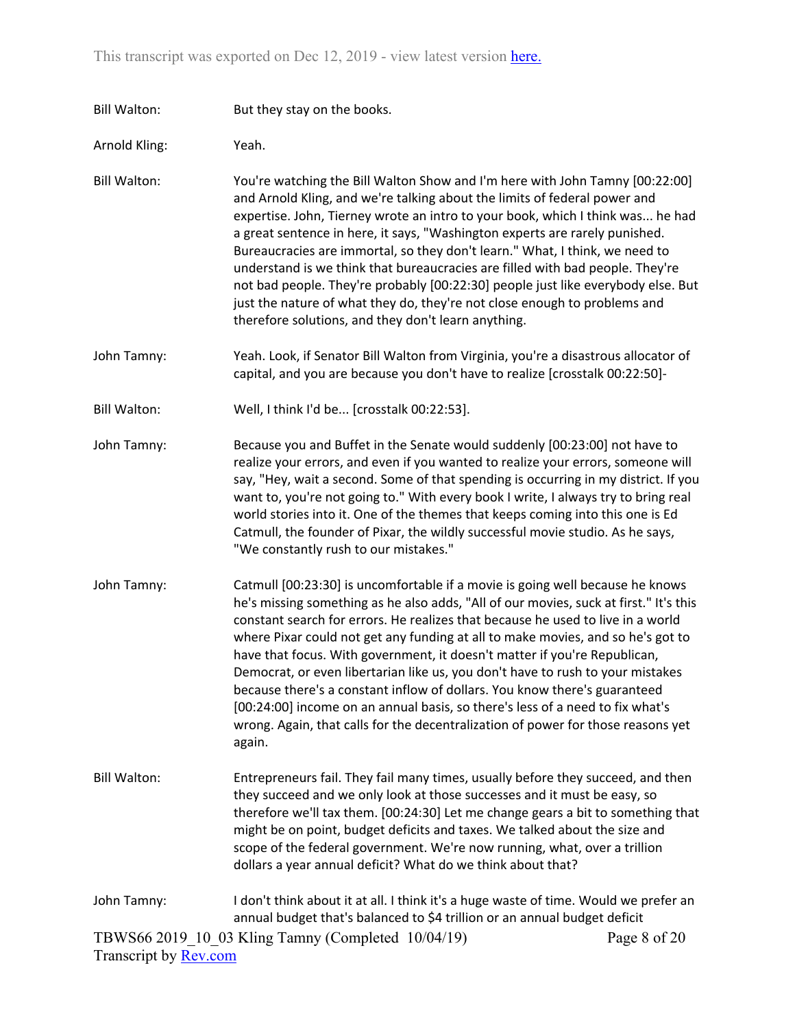Bill Walton: But they stay on the books.

Arnold Kling: Yeah.

Bill Walton: You're watching the Bill Walton Show and I'm here with John Tamny [00:22:00] and Arnold Kling, and we're talking about the limits of federal power and expertise. John, Tierney wrote an intro to your book, which I think was... he had a great sentence in here, it says, "Washington experts are rarely punished. Bureaucracies are immortal, so they don't learn." What, I think, we need to understand is we think that bureaucracies are filled with bad people. They're not bad people. They're probably [00:22:30] people just like everybody else. But just the nature of what they do, they're not close enough to problems and therefore solutions, and they don't learn anything.

John Tamny: Yeah. Look, if Senator Bill Walton from Virginia, you're a disastrous allocator of capital, and you are because you don't have to realize [crosstalk 00:22:50]-

Bill Walton: Well, I think I'd be... [crosstalk 00:22:53].

John Tamny: Because you and Buffet in the Senate would suddenly [00:23:00] not have to realize your errors, and even if you wanted to realize your errors, someone will say, "Hey, wait a second. Some of that spending is occurring in my district. If you want to, you're not going to." With every book I write, I always try to bring real world stories into it. One of the themes that keeps coming into this one is Ed Catmull, the founder of Pixar, the wildly successful movie studio. As he says, "We constantly rush to our mistakes."

John Tamny: Catmull [00:23:30] is uncomfortable if a movie is going well because he knows he's missing something as he also adds, "All of our movies, suck at first." It's this constant search for errors. He realizes that because he used to live in a world where Pixar could not get any funding at all to make movies, and so he's got to have that focus. With government, it doesn't matter if you're Republican, Democrat, or even libertarian like us, you don't have to rush to your mistakes because there's a constant inflow of dollars. You know there's guaranteed [00:24:00] income on an annual basis, so there's less of a need to fix what's wrong. Again, that calls for the decentralization of power for those reasons yet again.

Bill Walton: Entrepreneurs fail. They fail many times, usually before they succeed, and then they succeed and we only look at those successes and it must be easy, so therefore we'll tax them. [00:24:30] Let me change gears a bit to something that might be on point, budget deficits and taxes. We talked about the size and scope of the federal government. We're now running, what, over a trillion dollars a year annual deficit? What do we think about that?

John Tamny: I don't think about it at all. I think it's a huge waste of time. Would we prefer an annual budget that's balanced to $4 trillion or an annual budget deficit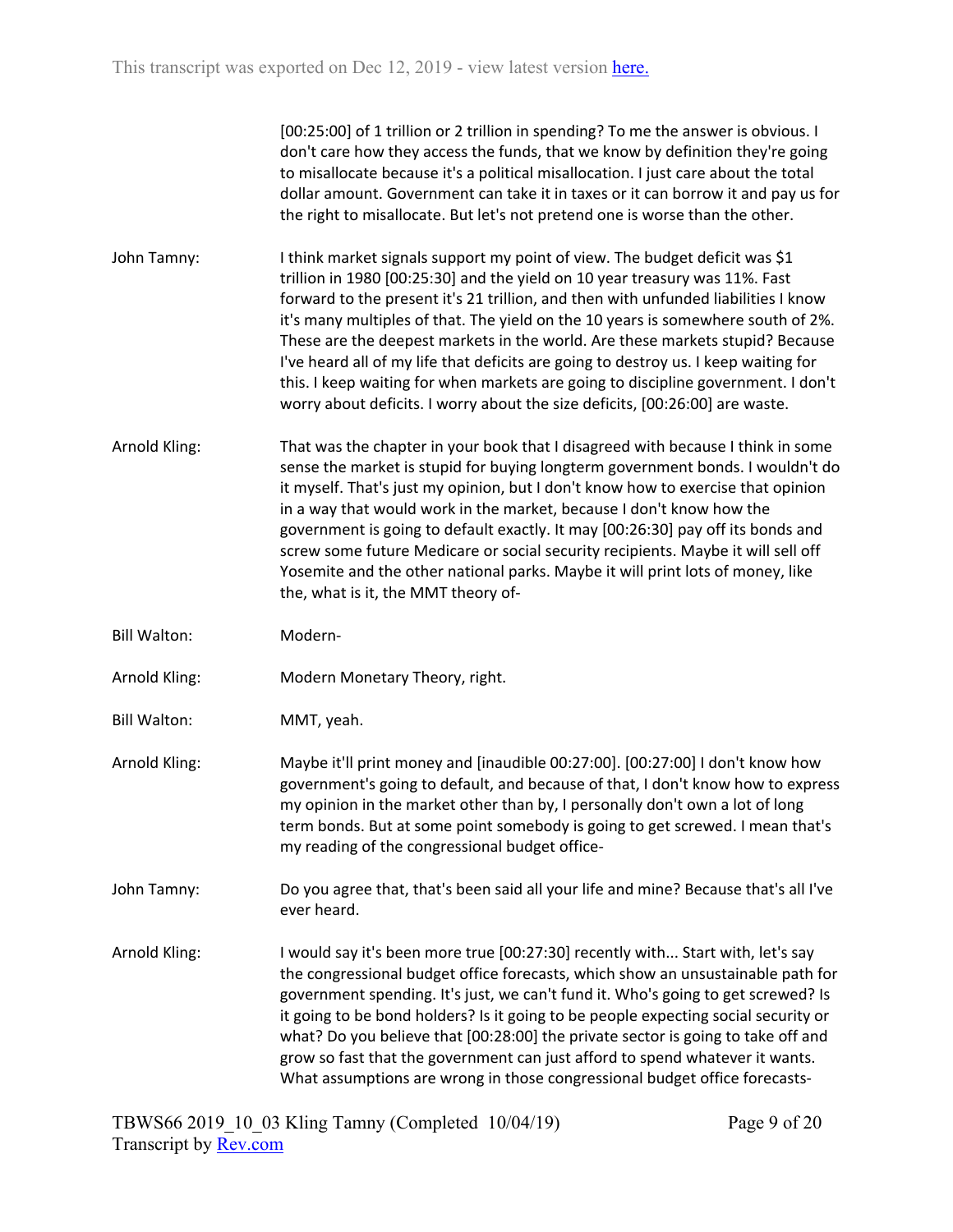[00:25:00] of 1 trillion or 2 trillion in spending? To me the answer is obvious. I don't care how they access the funds, that we know by definition they're going to misallocate because it's a political misallocation. I just care about the total dollar amount. Government can take it in taxes or it can borrow it and pay us for the right to misallocate. But let's not pretend one is worse than the other.

**John Tamny:** I think market signals support my point of view. The budget deficit was $1 trillion in 1980 [00:25:30] and the yield on 10 year treasury was 11%. Fast forward to the present it's 21 trillion, and then with unfunded liabilities I know it's many multiples of that. The yield on the 10 years is somewhere south of 2%. These are the deepest markets in the world. Are these markets stupid? Because I've heard all of my life that deficits are going to destroy us. I keep waiting for this. I keep waiting for when markets are going to discipline government. I don't worry about deficits. I worry about the size deficits, [00:26:00] are waste.

**Arnold Kling:** That was the chapter in your book that I disagreed with because I think in some sense the market is stupid for buying longterm government bonds. I wouldn't do it myself. That's just my opinion, but I don't know how to exercise that opinion in a way that would work in the market, because I don't know how the government is going to default exactly. It may [00:26:30] pay off its bonds and screw some future Medicare or social security recipients. Maybe it will sell off Yosemite and the other national parks. Maybe it will print lots of money, like the, what is it, the MMT theory of-

**Bill Walton:** Modern-

**Arnold Kling:** Modern Monetary Theory, right.

**Bill Walton:** MMT, yeah.

**Arnold Kling:** Maybe it'll print money and [inaudible 00:27:00]. [00:27:00] I don't know how government's going to default, and because of that, I don't know how to express my opinion in the market other than by, I personally don't own a lot of long term bonds. But at some point somebody is going to get screwed. I mean that's my reading of the congressional budget office-

**John Tamny:** Do you agree that, that's been said all your life and mine? Because that's all I've ever heard.

**Arnold Kling:** I would say it's been more true [00:27:30] recently with... Start with, let's say the congressional budget office forecasts, which show an unsustainable path for government spending. It's just, we can't fund it. Who's going to get screwed? Is it going to be bond holders? Is it going to be people expecting social security or what? Do you believe that [00:28:00] the private sector is going to take off and grow so fast that the government can just afford to spend whatever it wants. What assumptions are wrong in those congressional budget office forecasts-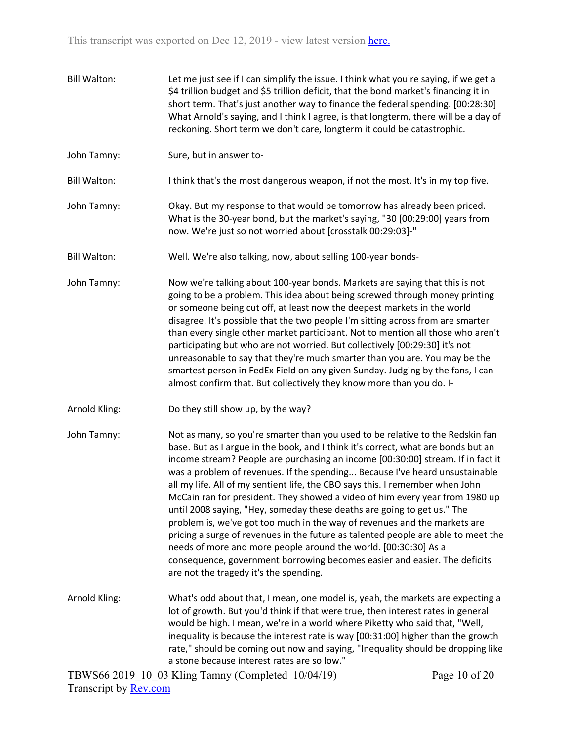Bill Walton: Let me just see if I can simplify the issue. I think what you're saying, if we get a $4 trillion budget and $5 trillion deficit, that the bond market's financing it in short term. That's just another way to finance the federal spending. [00:28:30] What Arnold's saying, and I think I agree, is that longterm, there will be a day of reckoning. Short term we don't care, longterm it could be catastrophic.

John Tamny: Sure, but in answer to-

Bill Walton: I think that's the most dangerous weapon, if not the most. It's in my top five.

John Tamny: Okay. But my response to that would be tomorrow has already been priced. What is the 30-year bond, but the market's saying, "30 [00:29:00] years from now. We're just so not worried about [crosstalk 00:29:03]-"

Bill Walton: Well. We're also talking, now, about selling 100-year bonds-

John Tamny: Now we're talking about 100-year bonds. Markets are saying that this is not going to be a problem. This idea about being screwed through money printing or someone being cut off, at least now the deepest markets in the world disagree. It's possible that the two people I'm sitting across from are smarter than every single other market participant. Not to mention all those who aren't participating but who are not worried. But collectively [00:29:30] it's not unreasonable to say that they're much smarter than you are. You may be the smartest person in FedEx Field on any given Sunday. Judging by the fans, I can almost confirm that. But collectively they know more than you do. I-

Arnold Kling: Do they still show up, by the way?

John Tamny: Not as many, so you're smarter than you used to be relative to the Redskin fan base. But as I argue in the book, and I think it's correct, what are bonds but an income stream? People are purchasing an income [00:30:00] stream. If in fact it was a problem of revenues. If the spending... Because I've heard unsustainable all my life. All of my sentient life, the CBO says this. I remember when John McCain ran for president. They showed a video of him every year from 1980 up until 2008 saying, "Hey, someday these deaths are going to get us." The problem is, we've got too much in the way of revenues and the markets are pricing a surge of revenues in the future as talented people are able to meet the needs of more and more people around the world. [00:30:30] As a consequence, government borrowing becomes easier and easier. The deficits are not the tragedy it's the spending.

Arnold Kling: What's odd about that, I mean, one model is, yeah, the markets are expecting a lot of growth. But you'd think if that were true, then interest rates in general would be high. I mean, we're in a world where Piketty who said that, "Well, inequality is because the interest rate is way [00:31:00] higher than the growth rate," should be coming out now and saying, "Inequality should be dropping like a stone because interest rates are so low."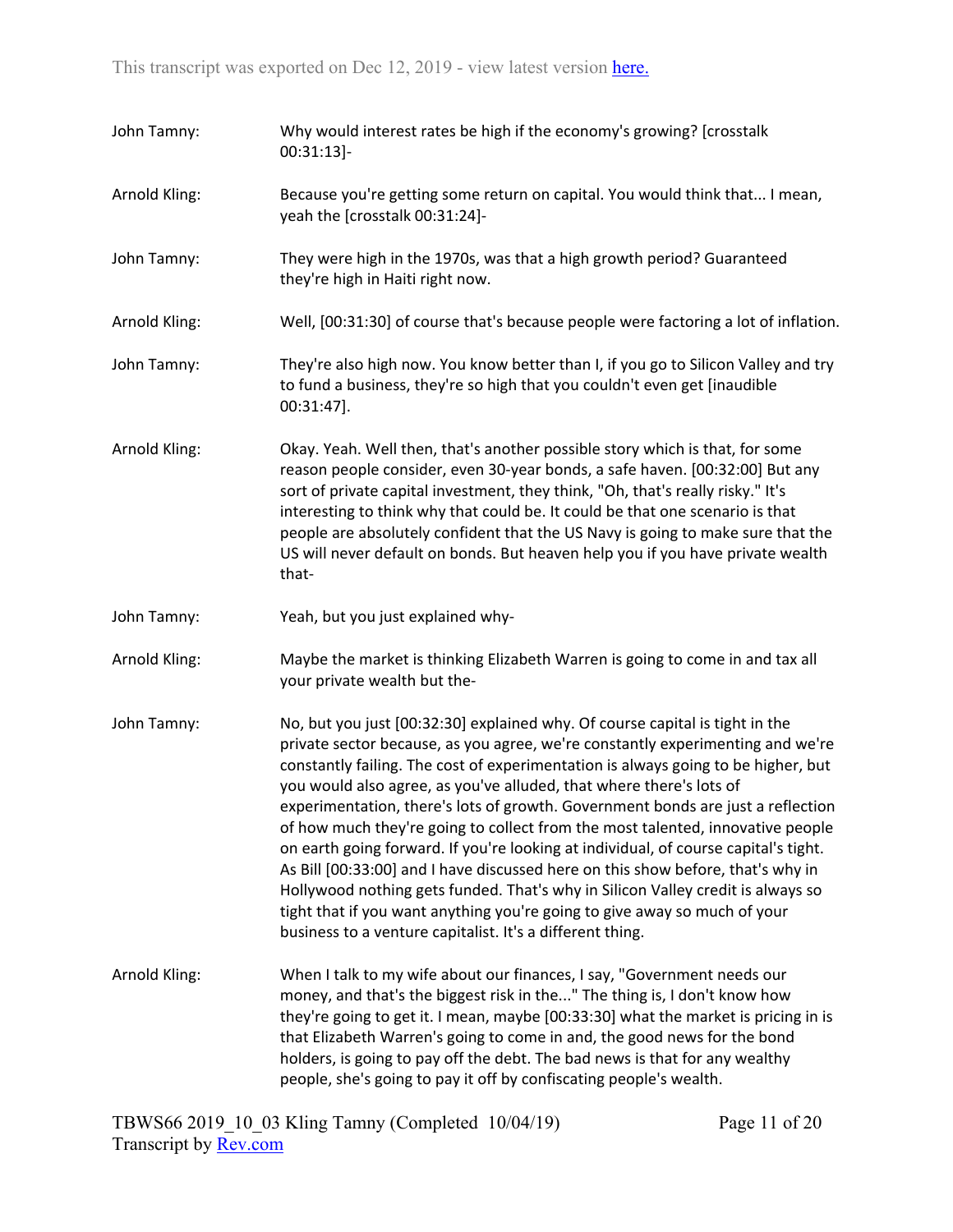John Tamny: Why would interest rates be high if the economy's growing? [crosstalk 00:31:13]-

Arnold Kling: Because you're getting some return on capital. You would think that... I mean, yeah the [crosstalk 00:31:24]-

John Tamny: They were high in the 1970s, was that a high growth period? Guaranteed they're high in Haiti right now.

Arnold Kling: Well, [00:31:30] of course that's because people were factoring a lot of inflation.

John Tamny: They're also high now. You know better than I, if you go to Silicon Valley and try to fund a business, they're so high that you couldn't even get [inaudible 00:31:47].

Arnold Kling: Okay. Yeah. Well then, that's another possible story which is that, for some reason people consider, even 30-year bonds, a safe haven. [00:32:00] But any sort of private capital investment, they think, "Oh, that's really risky." It's interesting to think why that could be. It could be that one scenario is that people are absolutely confident that the US Navy is going to make sure that the US will never default on bonds. But heaven help you if you have private wealth that-

John Tamny: Yeah, but you just explained why-

Arnold Kling: Maybe the market is thinking Elizabeth Warren is going to come in and tax all your private wealth but the-

John Tamny: No, but you just [00:32:30] explained why. Of course capital is tight in the private sector because, as you agree, we're constantly experimenting and we're constantly failing. The cost of experimentation is always going to be higher, but you would also agree, as you've alluded, that where there's lots of experimentation, there's lots of growth. Government bonds are just a reflection of how much they're going to collect from the most talented, innovative people on earth going forward. If you're looking at individual, of course capital's tight. As Bill [00:33:00] and I have discussed here on this show before, that's why in Hollywood nothing gets funded. That's why in Silicon Valley credit is always so tight that if you want anything you're going to give away so much of your business to a venture capitalist. It's a different thing.

Arnold Kling: When I talk to my wife about our finances, I say, "Government needs our money, and that's the biggest risk in the..." The thing is, I don't know how they're going to get it. I mean, maybe [00:33:30] what the market is pricing in is that Elizabeth Warren's going to come in and, the good news for the bond holders, is going to pay off the debt. The bad news is that for any wealthy people, she's going to pay it off by confiscating people's wealth.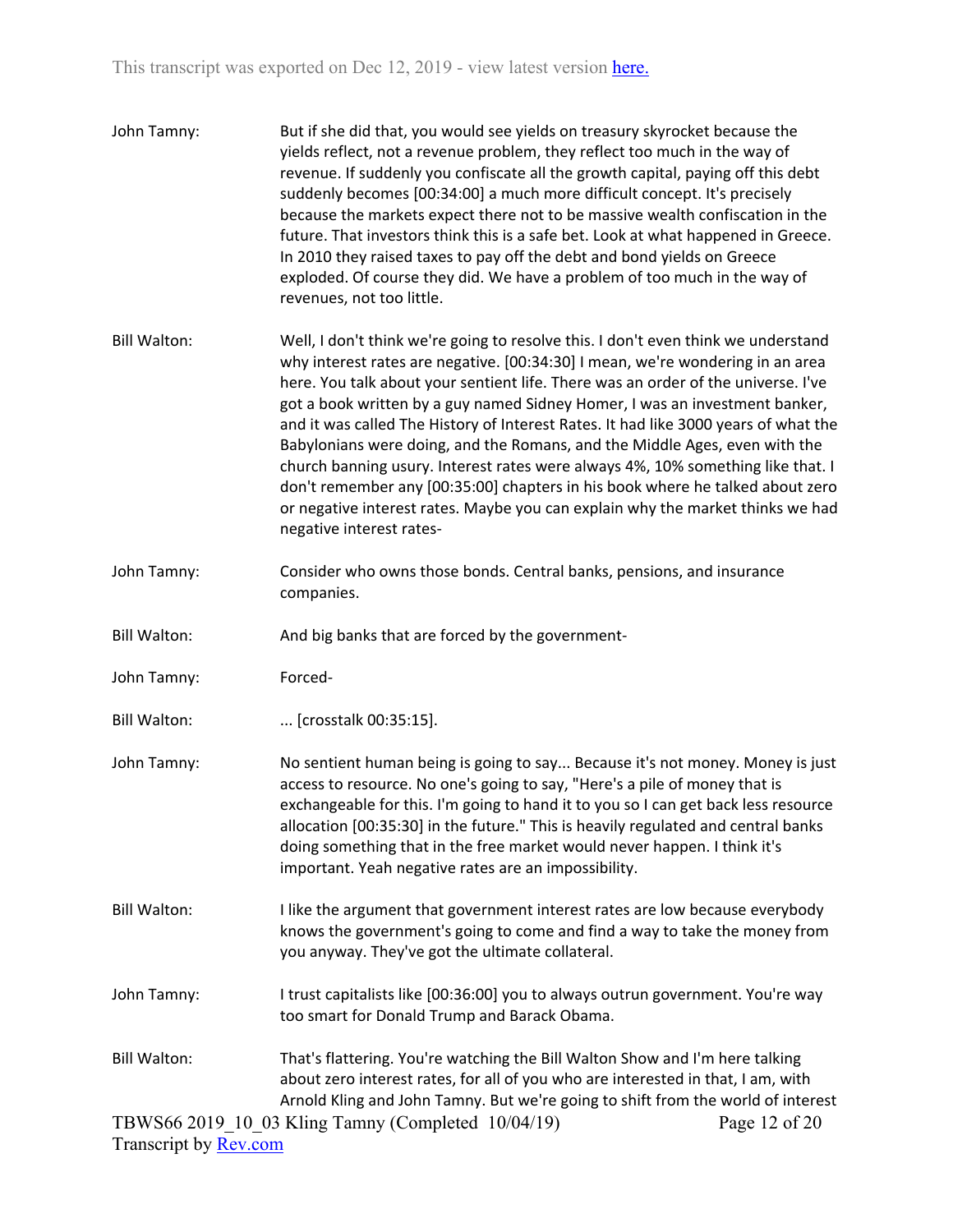John Tamny: But if she did that, you would see yields on treasury skyrocket because the yields reflect, not a revenue problem, they reflect too much in the way of revenue. If suddenly you confiscate all the growth capital, paying off this debt suddenly becomes [00:34:00] a much more difficult concept. It's precisely because the markets expect there not to be massive wealth confiscation in the future. That investors think this is a safe bet. Look at what happened in Greece. In 2010 they raised taxes to pay off the debt and bond yields on Greece exploded. Of course they did. We have a problem of too much in the way of revenues, not too little.

Bill Walton: Well, I don't think we're going to resolve this. I don't even think we understand why interest rates are negative. [00:34:30] I mean, we're wondering in an area here. You talk about your sentient life. There was an order of the universe. I've got a book written by a guy named Sidney Homer, I was an investment banker, and it was called The History of Interest Rates. It had like 3000 years of what the Babylonians were doing, and the Romans, and the Middle Ages, even with the church banning usury. Interest rates were always 4%, 10% something like that. I don't remember any [00:35:00] chapters in his book where he talked about zero or negative interest rates. Maybe you can explain why the market thinks we had negative interest rates-

John Tamny: Consider who owns those bonds. Central banks, pensions, and insurance companies.

Bill Walton: And big banks that are forced by the government-

John Tamny: Forced-

Bill Walton: ... [crosstalk 00:35:15].

John Tamny: No sentient human being is going to say... Because it's not money. Money is just access to resource. No one's going to say, "Here's a pile of money that is exchangeable for this. I'm going to hand it to you so I can get back less resource allocation [00:35:30] in the future." This is heavily regulated and central banks doing something that in the free market would never happen. I think it's important. Yeah negative rates are an impossibility.

Bill Walton: I like the argument that government interest rates are low because everybody knows the government's going to come and find a way to take the money from you anyway. They've got the ultimate collateral.

John Tamny: I trust capitalists like [00:36:00] you to always outrun government. You're way too smart for Donald Trump and Barack Obama.

Bill Walton: That's flattering. You're watching the Bill Walton Show and I'm here talking about zero interest rates, for all of you who are interested in that, I am, with Arnold Kling and John Tamny. But we're going to shift from the world of interest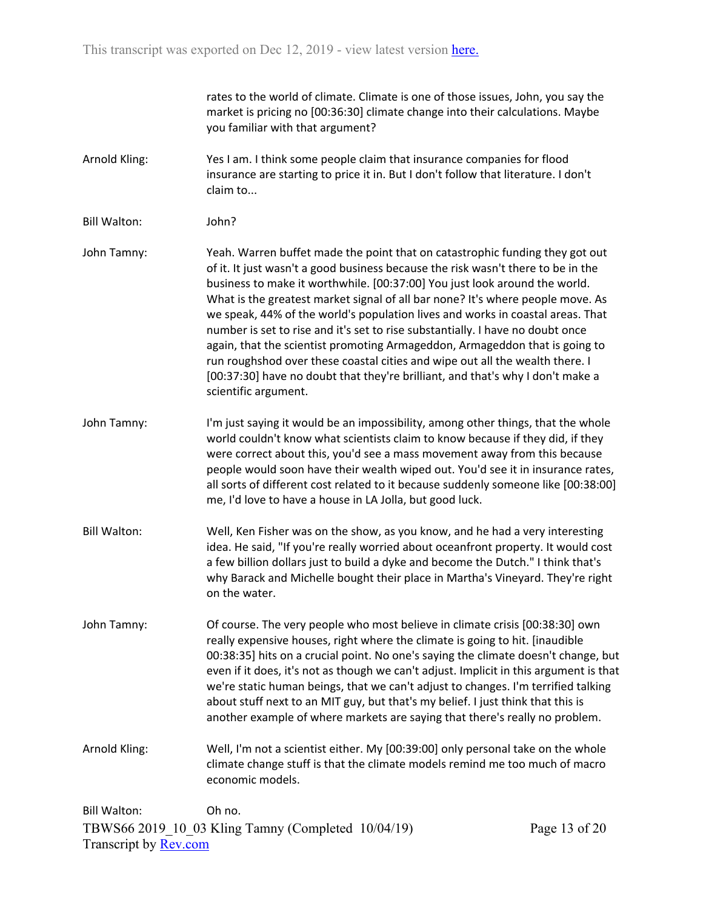rates to the world of climate. Climate is one of those issues, John, you say the market is pricing no [00:36:30] climate change into their calculations. Maybe you familiar with that argument?

**Arnold Kling:** Yes I am. I think some people claim that insurance companies for flood insurance are starting to price it in. But I don't follow that literature. I don't claim to...

**Bill Walton:** John?

**John Tamny:** Yeah. Warren buffet made the point that on catastrophic funding they got out of it. It just wasn't a good business because the risk wasn't there to be in the business to make it worthwhile. [00:37:00] You just look around the world. What is the greatest market signal of all bar none? It's where people move. As we speak, 44% of the world's population lives and works in coastal areas. That number is set to rise and it's set to rise substantially. I have no doubt once again, that the scientist promoting Armageddon, Armageddon that is going to run roughshod over these coastal cities and wipe out all the wealth there. I [00:37:30] have no doubt that they're brilliant, and that's why I don't make a scientific argument.

**John Tamny:** I'm just saying it would be an impossibility, among other things, that the whole world couldn't know what scientists claim to know because if they did, if they were correct about this, you'd see a mass movement away from this because people would soon have their wealth wiped out. You'd see it in insurance rates, all sorts of different cost related to it because suddenly someone like [00:38:00] me, I'd love to have a house in LA Jolla, but good luck.

**Bill Walton:** Well, Ken Fisher was on the show, as you know, and he had a very interesting idea. He said, "If you're really worried about oceanfront property. It would cost a few billion dollars just to build a dyke and become the Dutch." I think that's why Barack and Michelle bought their place in Martha's Vineyard. They're right on the water.

**John Tamny:** Of course. The very people who most believe in climate crisis [00:38:30] own really expensive houses, right where the climate is going to hit. [inaudible 00:38:35] hits on a crucial point. No one's saying the climate doesn't change, but even if it does, it's not as though we can't adjust. Implicit in this argument is that we're static human beings, that we can't adjust to changes. I'm terrified talking about stuff next to an MIT guy, but that's my belief. I just think that this is another example of where markets are saying that there's really no problem.

**Arnold Kling:** Well, I'm not a scientist either. My [00:39:00] only personal take on the whole climate change stuff is that the climate models remind me too much of macro economic models.

**Bill Walton:** Oh no.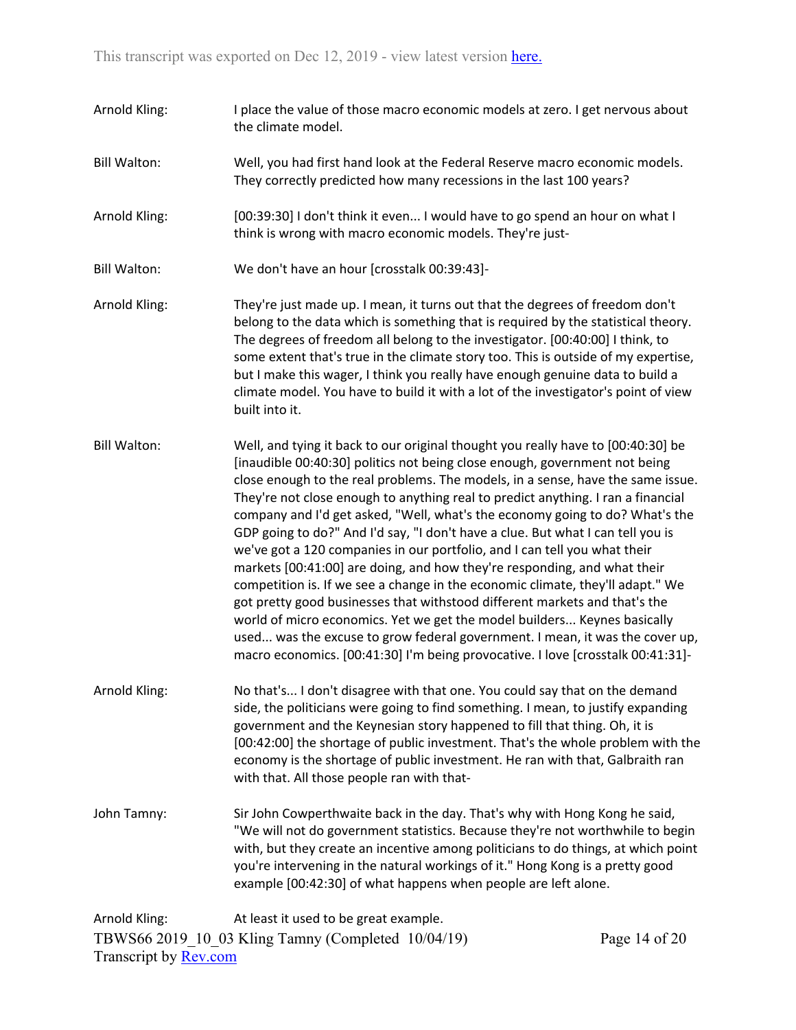Arnold Kling: I place the value of those macro economic models at zero. I get nervous about the climate model.

Bill Walton: Well, you had first hand look at the Federal Reserve macro economic models. They correctly predicted how many recessions in the last 100 years?

Arnold Kling: [00:39:30] I don't think it even... I would have to go spend an hour on what I think is wrong with macro economic models. They're just-

Bill Walton: We don't have an hour [crosstalk 00:39:43]-

Arnold Kling: They're just made up. I mean, it turns out that the degrees of freedom don't belong to the data which is something that is required by the statistical theory. The degrees of freedom all belong to the investigator. [00:40:00] I think, to some extent that's true in the climate story too. This is outside of my expertise, but I make this wager, I think you really have enough genuine data to build a climate model. You have to build it with a lot of the investigator's point of view built into it.

Bill Walton: Well, and tying it back to our original thought you really have to [00:40:30] be [inaudible 00:40:30] politics not being close enough, government not being close enough to the real problems. The models, in a sense, have the same issue. They're not close enough to anything real to predict anything. I ran a financial company and I'd get asked, "Well, what's the economy going to do? What's the GDP going to do?" And I'd say, "I don't have a clue. But what I can tell you is we've got a 120 companies in our portfolio, and I can tell you what their markets [00:41:00] are doing, and how they're responding, and what their competition is. If we see a change in the economic climate, they'll adapt." We got pretty good businesses that withstood different markets and that's the world of micro economics. Yet we get the model builders... Keynes basically used... was the excuse to grow federal government. I mean, it was the cover up, macro economics. [00:41:30] I'm being provocative. I love [crosstalk 00:41:31]-

Arnold Kling: No that's... I don't disagree with that one. You could say that on the demand side, the politicians were going to find something. I mean, to justify expanding government and the Keynesian story happened to fill that thing. Oh, it is [00:42:00] the shortage of public investment. That's the whole problem with the economy is the shortage of public investment. He ran with that, Galbraith ran with that. All those people ran with that-

John Tamny: Sir John Cowperthwaite back in the day. That's why with Hong Kong he said, "We will not do government statistics. Because they're not worthwhile to begin with, but they create an incentive among politicians to do things, at which point you're intervening in the natural workings of it." Hong Kong is a pretty good example [00:42:30] of what happens when people are left alone.

Arnold Kling: At least it used to be great example.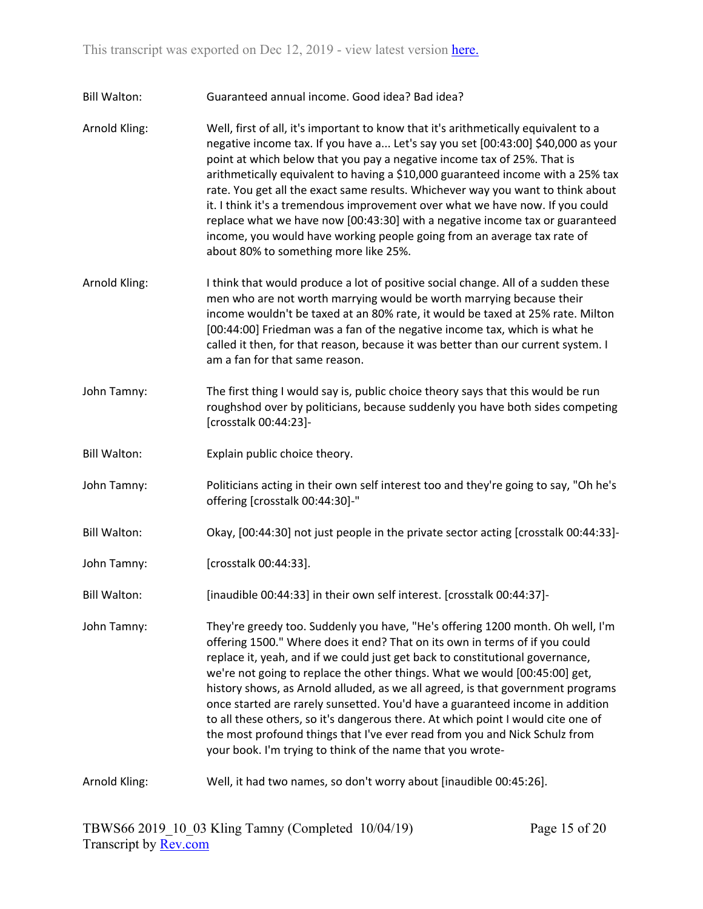Bill Walton: Guaranteed annual income. Good idea? Bad idea?

Arnold Kling: Well, first of all, it's important to know that it's arithmetically equivalent to a negative income tax. If you have a... Let's say you set [00:43:00] $40,000 as your point at which below that you pay a negative income tax of 25%. That is arithmetically equivalent to having a $10,000 guaranteed income with a 25% tax rate. You get all the exact same results. Whichever way you want to think about it. I think it's a tremendous improvement over what we have now. If you could replace what we have now [00:43:30] with a negative income tax or guaranteed income, you would have working people going from an average tax rate of about 80% to something more like 25%.

Arnold Kling: I think that would produce a lot of positive social change. All of a sudden these men who are not worth marrying would be worth marrying because their income wouldn't be taxed at an 80% rate, it would be taxed at 25% rate. Milton [00:44:00] Friedman was a fan of the negative income tax, which is what he called it then, for that reason, because it was better than our current system. I am a fan for that same reason.

John Tamny: The first thing I would say is, public choice theory says that this would be run roughshod over by politicians, because suddenly you have both sides competing [crosstalk 00:44:23]-

Bill Walton: Explain public choice theory.

John Tamny: Politicians acting in their own self interest too and they're going to say, "Oh he's offering [crosstalk 00:44:30]-"

Bill Walton: Okay, [00:44:30] not just people in the private sector acting [crosstalk 00:44:33]-

John Tamny: [crosstalk 00:44:33].

Bill Walton: [inaudible 00:44:33] in their own self interest. [crosstalk 00:44:37]-

John Tamny: They're greedy too. Suddenly you have, "He's offering 1200 month. Oh well, I'm offering 1500." Where does it end? That on its own in terms of if you could replace it, yeah, and if we could just get back to constitutional governance, we're not going to replace the other things. What we would [00:45:00] get, history shows, as Arnold alluded, as we all agreed, is that government programs once started are rarely sunsetted. You'd have a guaranteed income in addition to all these others, so it's dangerous there. At which point I would cite one of the most profound things that I've ever read from you and Nick Schulz from your book. I'm trying to think of the name that you wrote-

Arnold Kling: Well, it had two names, so don't worry about [inaudible 00:45:26].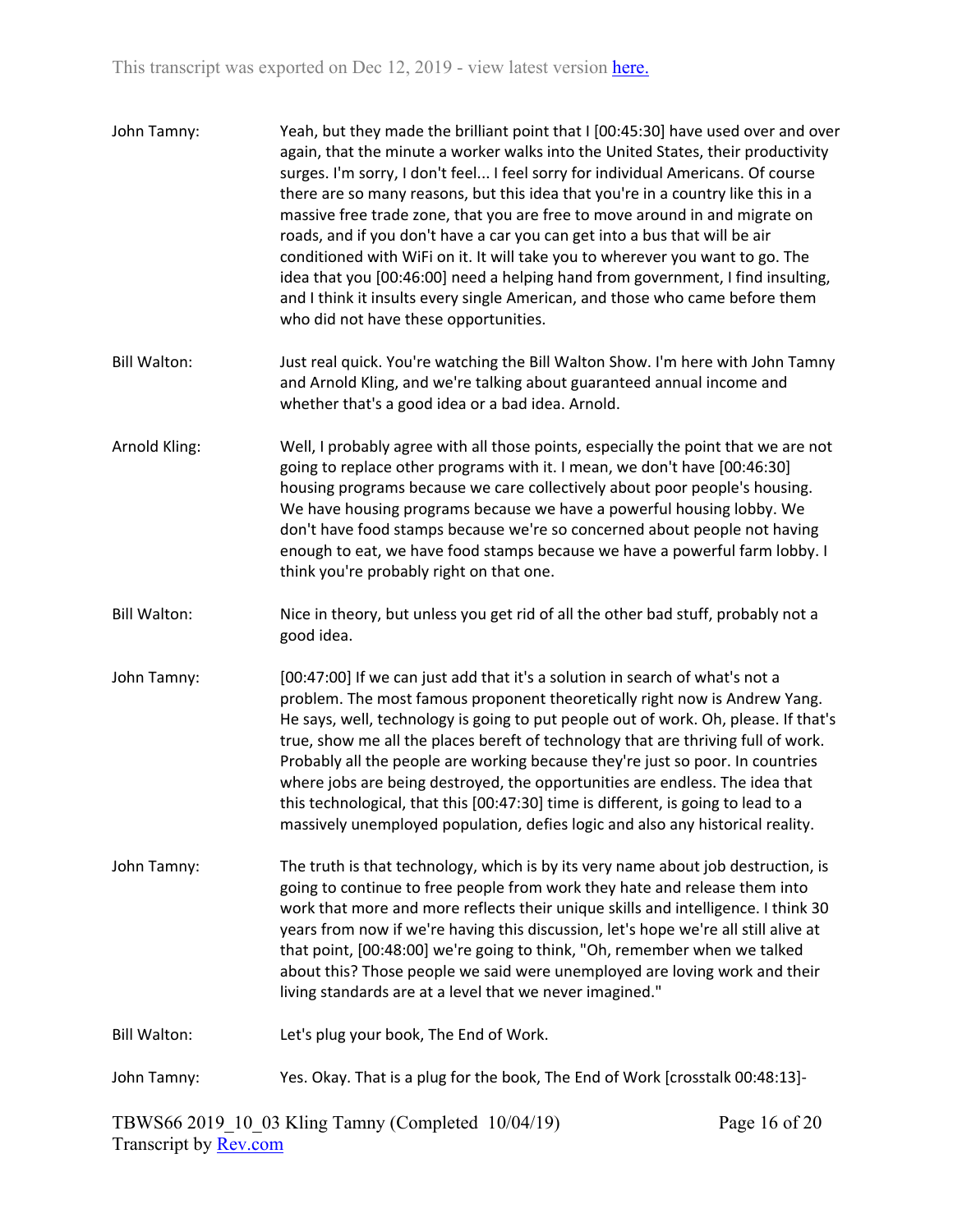John Tamny: Yeah, but they made the brilliant point that I [00:45:30] have used over and over again, that the minute a worker walks into the United States, their productivity surges. I'm sorry, I don't feel... I feel sorry for individual Americans. Of course there are so many reasons, but this idea that you're in a country like this in a massive free trade zone, that you are free to move around in and migrate on roads, and if you don't have a car you can get into a bus that will be air conditioned with WiFi on it. It will take you to wherever you want to go. The idea that you [00:46:00] need a helping hand from government, I find insulting, and I think it insults every single American, and those who came before them who did not have these opportunities.

Bill Walton: Just real quick. You're watching the Bill Walton Show. I'm here with John Tamny and Arnold Kling, and we're talking about guaranteed annual income and whether that's a good idea or a bad idea. Arnold.

Arnold Kling: Well, I probably agree with all those points, especially the point that we are not going to replace other programs with it. I mean, we don't have [00:46:30] housing programs because we care collectively about poor people's housing. We have housing programs because we have a powerful housing lobby. We don't have food stamps because we're so concerned about people not having enough to eat, we have food stamps because we have a powerful farm lobby. I think you're probably right on that one.

Bill Walton: Nice in theory, but unless you get rid of all the other bad stuff, probably not a good idea.

John Tamny: [00:47:00] If we can just add that it's a solution in search of what's not a problem. The most famous proponent theoretically right now is Andrew Yang. He says, well, technology is going to put people out of work. Oh, please. If that's true, show me all the places bereft of technology that are thriving full of work. Probably all the people are working because they're just so poor. In countries where jobs are being destroyed, the opportunities are endless. The idea that this technological, that this [00:47:30] time is different, is going to lead to a massively unemployed population, defies logic and also any historical reality.

John Tamny: The truth is that technology, which is by its very name about job destruction, is going to continue to free people from work they hate and release them into work that more and more reflects their unique skills and intelligence. I think 30 years from now if we're having this discussion, let's hope we're all still alive at that point, [00:48:00] we're going to think, "Oh, remember when we talked about this? Those people we said were unemployed are loving work and their living standards are at a level that we never imagined."

Bill Walton: Let's plug your book, The End of Work.

John Tamny: Yes. Okay. That is a plug for the book, The End of Work [crosstalk 00:48:13]-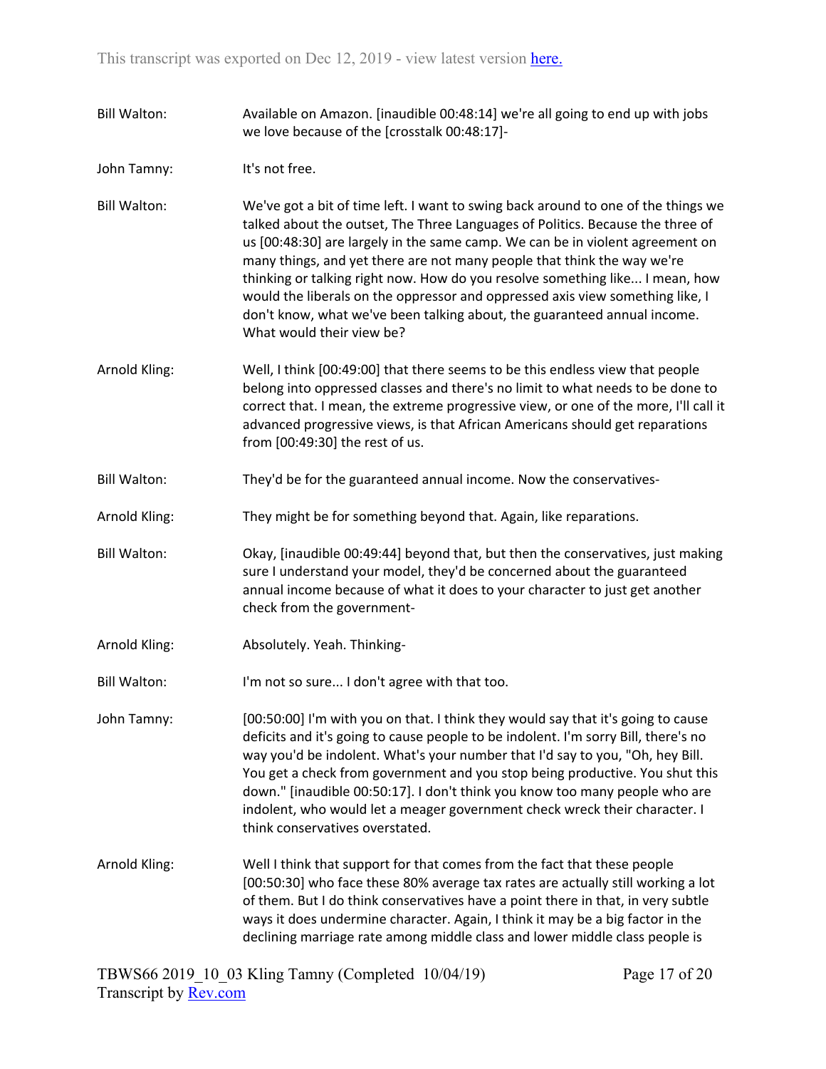Bill Walton: Available on Amazon. [inaudible 00:48:14] we're all going to end up with jobs we love because of the [crosstalk 00:48:17]-

John Tamny: It's not free.

Bill Walton: We've got a bit of time left. I want to swing back around to one of the things we talked about the outset, The Three Languages of Politics. Because the three of us [00:48:30] are largely in the same camp. We can be in violent agreement on many things, and yet there are not many people that think the way we're thinking or talking right now. How do you resolve something like... I mean, how would the liberals on the oppressor and oppressed axis view something like, I don't know, what we've been talking about, the guaranteed annual income. What would their view be?

Arnold Kling: Well, I think [00:49:00] that there seems to be this endless view that people belong into oppressed classes and there's no limit to what needs to be done to correct that. I mean, the extreme progressive view, or one of the more, I'll call it advanced progressive views, is that African Americans should get reparations from [00:49:30] the rest of us.

Bill Walton: They'd be for the guaranteed annual income. Now the conservatives-

Arnold Kling: They might be for something beyond that. Again, like reparations.

Bill Walton: Okay, [inaudible 00:49:44] beyond that, but then the conservatives, just making sure I understand your model, they'd be concerned about the guaranteed annual income because of what it does to your character to just get another check from the government-

Arnold Kling: Absolutely. Yeah. Thinking-

Bill Walton: I'm not so sure... I don't agree with that too.

John Tamny: [00:50:00] I'm with you on that. I think they would say that it's going to cause deficits and it's going to cause people to be indolent. I'm sorry Bill, there's no way you'd be indolent. What's your number that I'd say to you, "Oh, hey Bill. You get a check from government and you stop being productive. You shut this down." [inaudible 00:50:17]. I don't think you know too many people who are indolent, who would let a meager government check wreck their character. I think conservatives overstated.

Arnold Kling: Well I think that support for that comes from the fact that these people [00:50:30] who face these 80% average tax rates are actually still working a lot of them. But I do think conservatives have a point there in that, in very subtle ways it does undermine character. Again, I think it may be a big factor in the declining marriage rate among middle class and lower middle class people is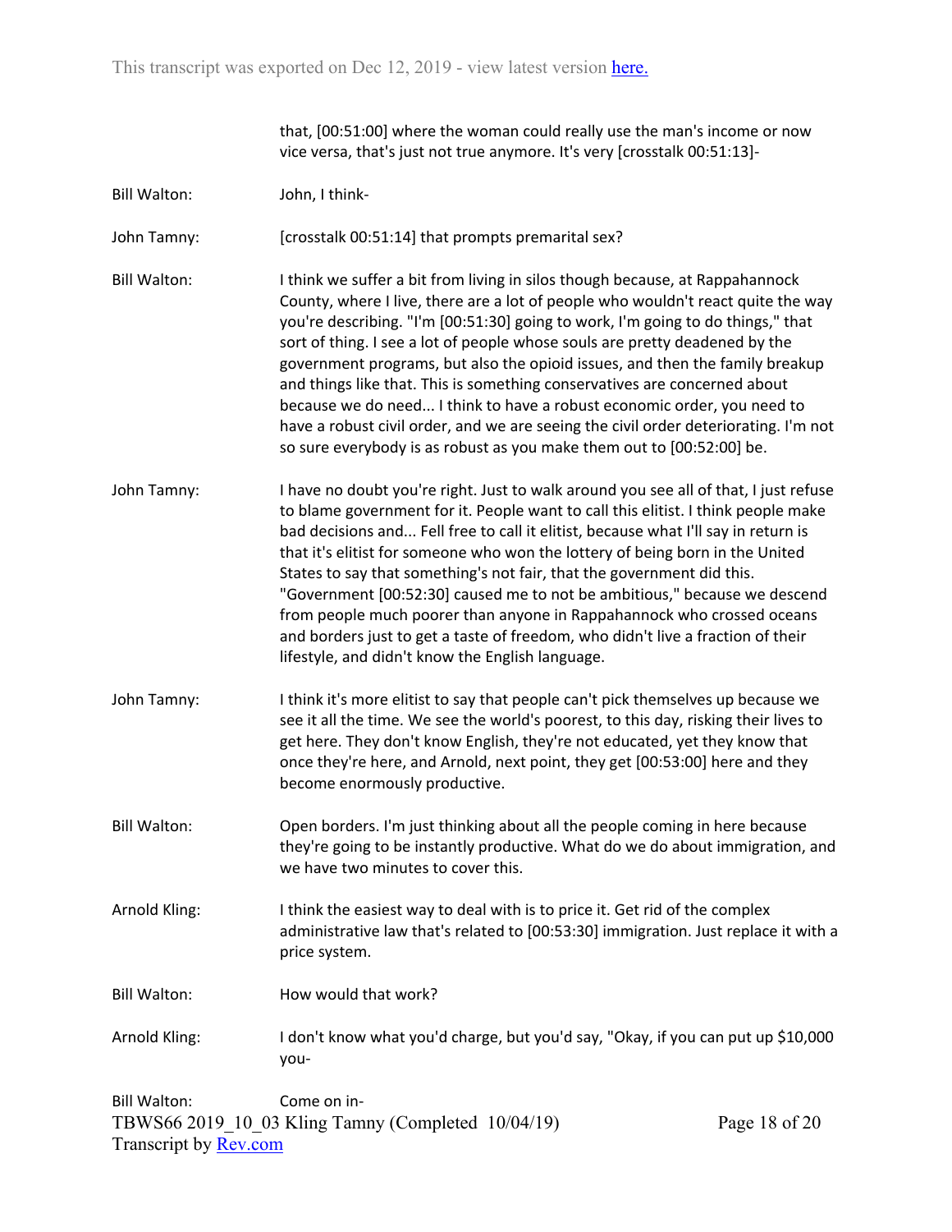that, [00:51:00] where the woman could really use the man's income or now vice versa, that's just not true anymore. It's very [crosstalk 00:51:13]-

**Bill Walton:** John, I think-

**John Tamny:** [crosstalk 00:51:14] that prompts premarital sex?

**Bill Walton:** I think we suffer a bit from living in silos though because, at Rappahannock County, where I live, there are a lot of people who wouldn't react quite the way you're describing. "I'm [00:51:30] going to work, I'm going to do things," that sort of thing. I see a lot of people whose souls are pretty deadened by the government programs, but also the opioid issues, and then the family breakup and things like that. This is something conservatives are concerned about because we do need... I think to have a robust economic order, you need to have a robust civil order, and we are seeing the civil order deteriorating. I'm not so sure everybody is as robust as you make them out to [00:52:00] be.

**John Tamny:** I have no doubt you're right. Just to walk around you see all of that, I just refuse to blame government for it. People want to call this elitist. I think people make bad decisions and... Fell free to call it elitist, because what I'll say in return is that it's elitist for someone who won the lottery of being born in the United States to say that something's not fair, that the government did this. "Government [00:52:30] caused me to not be ambitious," because we descend from people much poorer than anyone in Rappahannock who crossed oceans and borders just to get a taste of freedom, who didn't live a fraction of their lifestyle, and didn't know the English language.

**John Tamny:** I think it's more elitist to say that people can't pick themselves up because we see it all the time. We see the world's poorest, to this day, risking their lives to get here. They don't know English, they're not educated, yet they know that once they're here, and Arnold, next point, they get [00:53:00] here and they become enormously productive.

**Bill Walton:** Open borders. I'm just thinking about all the people coming in here because they're going to be instantly productive. What do we do about immigration, and we have two minutes to cover this.

**Arnold Kling:** I think the easiest way to deal with is to price it. Get rid of the complex administrative law that's related to [00:53:30] immigration. Just replace it with a price system.

**Bill Walton:** How would that work?

**Arnold Kling:** I don't know what you'd charge, but you'd say, "Okay, if you can put up $10,000 you-

**Bill Walton:** Come on in-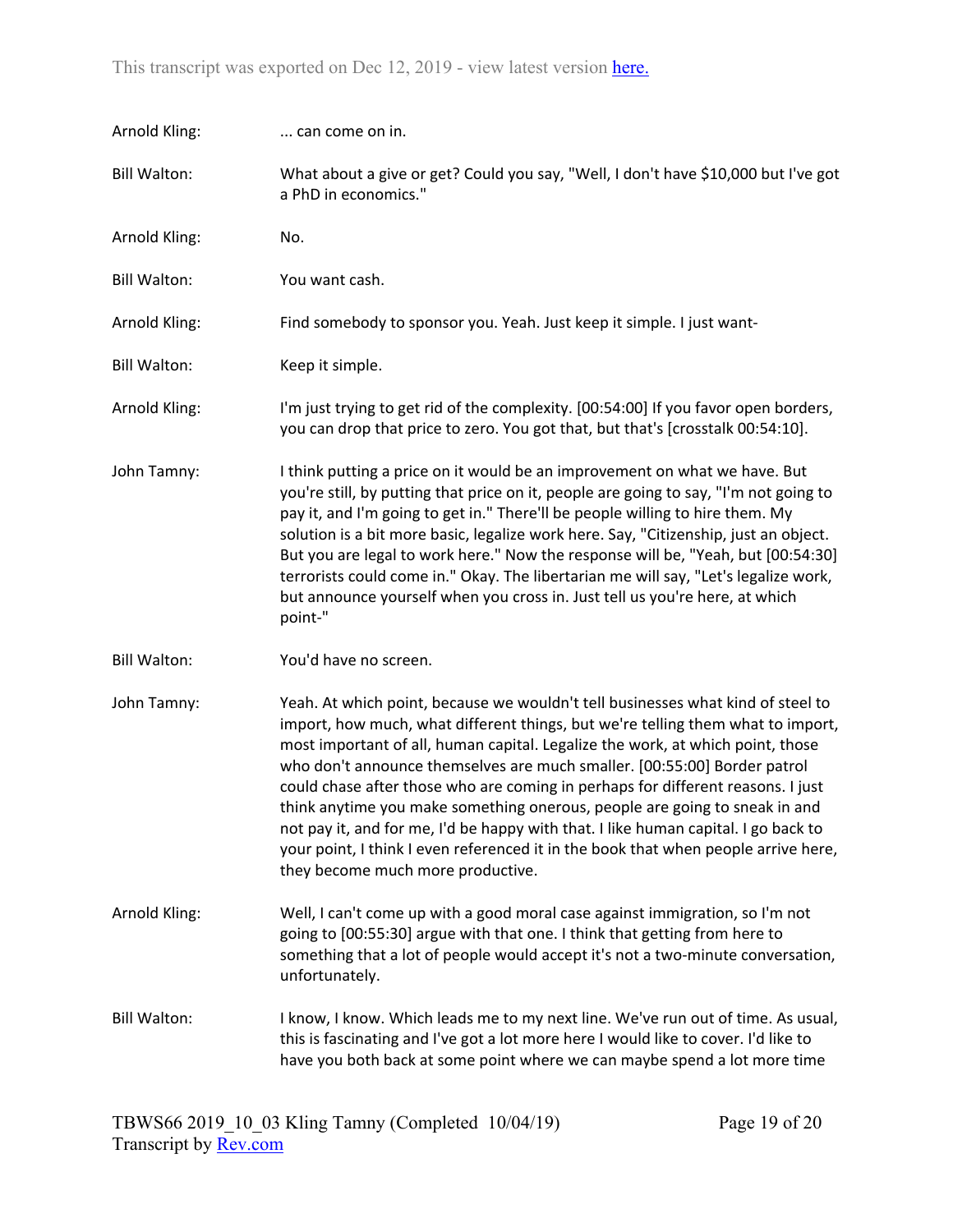**Arnold Kling:** ... can come on in.

**Bill Walton:** What about a give or get? Could you say, "Well, I don't have $10,000 but I've got a PhD in economics."

**Arnold Kling:** No.

**Bill Walton:** You want cash.

**Arnold Kling:** Find somebody to sponsor you. Yeah. Just keep it simple. I just want-

**Bill Walton:** Keep it simple.

**Arnold Kling:** I'm just trying to get rid of the complexity. [00:54:00] If you favor open borders, you can drop that price to zero. You got that, but that's [crosstalk 00:54:10].

**John Tamny:** I think putting a price on it would be an improvement on what we have. But you're still, by putting that price on it, people are going to say, "I'm not going to pay it, and I'm going to get in." There'll be people willing to hire them. My solution is a bit more basic, legalize work here. Say, "Citizenship, just an object. But you are legal to work here." Now the response will be, "Yeah, but [00:54:30] terrorists could come in." Okay. The libertarian me will say, "Let's legalize work, but announce yourself when you cross in. Just tell us you're here, at which point-"

**Bill Walton:** You'd have no screen.

**John Tamny:** Yeah. At which point, because we wouldn't tell businesses what kind of steel to import, how much, what different things, but we're telling them what to import, most important of all, human capital. Legalize the work, at which point, those who don't announce themselves are much smaller. [00:55:00] Border patrol could chase after those who are coming in perhaps for different reasons. I just think anytime you make something onerous, people are going to sneak in and not pay it, and for me, I'd be happy with that. I like human capital. I go back to your point, I think I even referenced it in the book that when people arrive here, they become much more productive.

**Arnold Kling:** Well, I can't come up with a good moral case against immigration, so I'm not going to [00:55:30] argue with that one. I think that getting from here to something that a lot of people would accept it's not a two-minute conversation, unfortunately.

**Bill Walton:** I know, I know. Which leads me to my next line. We've run out of time. As usual, this is fascinating and I've got a lot more here I would like to cover. I'd like to have you both back at some point where we can maybe spend a lot more time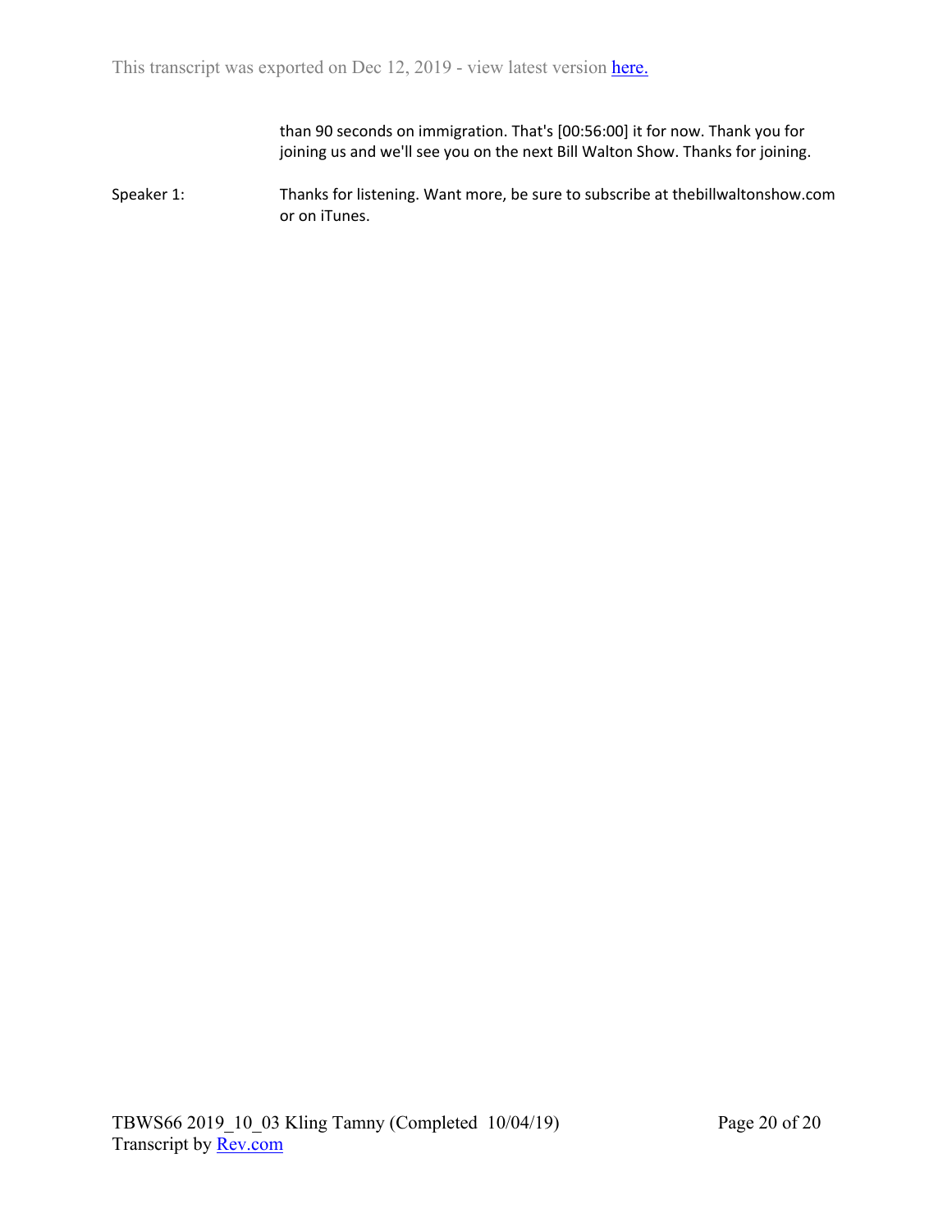than 90 seconds on immigration. That's [00:56:00] it for now. Thank you for joining us and we'll see you on the next Bill Walton Show. Thanks for joining.

Speaker 1: Thanks for listening. Want more, be sure to subscribe at thebillwaltonshow.com or on iTunes.